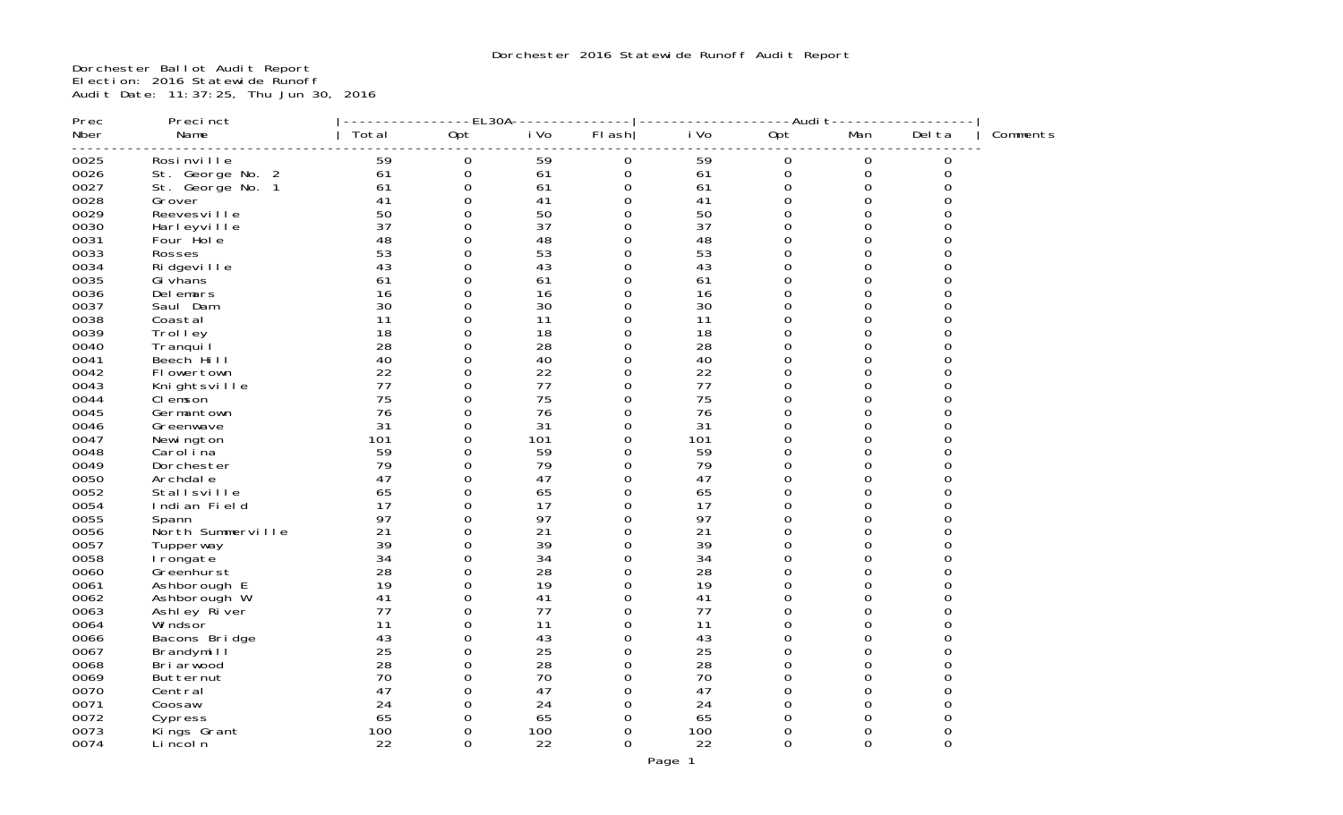# Dorchester 2016 Statewide Runoff Audit Report

Dorchester Ballot Audit Report
Election: 2016 Statewide Runoff
Audit Date: 11:37:25, Thu Jun 30, 2016

| Prec Nber | Precinct Name | EL30A Total | EL30A Opt | EL30A iVo | EL30A Flash | Audit iVo | Audit Opt | Audit Man | Audit Delta | Comments |
|---|---|---|---|---|---|---|---|---|---|---|
| 0025 | Rosinville | 59 | 0 | 59 | 0 | 59 | 0 | 0 | 0 | |
| 0026 | St. George No. 2 | 61 | 0 | 61 | 0 | 61 | 0 | 0 | 0 | |
| 0027 | St. George No. 1 | 61 | 0 | 61 | 0 | 61 | 0 | 0 | 0 | |
| 0028 | Grover | 41 | 0 | 41 | 0 | 41 | 0 | 0 | 0 | |
| 0029 | Reevesville | 50 | 0 | 50 | 0 | 50 | 0 | 0 | 0 | |
| 0030 | Harleyville | 37 | 0 | 37 | 0 | 37 | 0 | 0 | 0 | |
| 0031 | Four Hole | 48 | 0 | 48 | 0 | 48 | 0 | 0 | 0 | |
| 0033 | Rosses | 53 | 0 | 53 | 0 | 53 | 0 | 0 | 0 | |
| 0034 | Ridgeville | 43 | 0 | 43 | 0 | 43 | 0 | 0 | 0 | |
| 0035 | Givhans | 61 | 0 | 61 | 0 | 61 | 0 | 0 | 0 | |
| 0036 | Delemars | 16 | 0 | 16 | 0 | 16 | 0 | 0 | 0 | |
| 0037 | Saul Dam | 30 | 0 | 30 | 0 | 30 | 0 | 0 | 0 | |
| 0038 | Coastal | 11 | 0 | 11 | 0 | 11 | 0 | 0 | 0 | |
| 0039 | Trolley | 18 | 0 | 18 | 0 | 18 | 0 | 0 | 0 | |
| 0040 | Tranquil | 28 | 0 | 28 | 0 | 28 | 0 | 0 | 0 | |
| 0041 | Beech Hill | 40 | 0 | 40 | 0 | 40 | 0 | 0 | 0 | |
| 0042 | Flowertown | 22 | 0 | 22 | 0 | 22 | 0 | 0 | 0 | |
| 0043 | Knightsville | 77 | 0 | 77 | 0 | 77 | 0 | 0 | 0 | |
| 0044 | Clemson | 75 | 0 | 75 | 0 | 75 | 0 | 0 | 0 | |
| 0045 | Germantown | 76 | 0 | 76 | 0 | 76 | 0 | 0 | 0 | |
| 0046 | Greenwave | 31 | 0 | 31 | 0 | 31 | 0 | 0 | 0 | |
| 0047 | Newington | 101 | 0 | 101 | 0 | 101 | 0 | 0 | 0 | |
| 0048 | Carolina | 59 | 0 | 59 | 0 | 59 | 0 | 0 | 0 | |
| 0049 | Dorchester | 79 | 0 | 79 | 0 | 79 | 0 | 0 | 0 | |
| 0050 | Archdale | 47 | 0 | 47 | 0 | 47 | 0 | 0 | 0 | |
| 0052 | Stallsville | 65 | 0 | 65 | 0 | 65 | 0 | 0 | 0 | |
| 0054 | Indian Field | 17 | 0 | 17 | 0 | 17 | 0 | 0 | 0 | |
| 0055 | Spann | 97 | 0 | 97 | 0 | 97 | 0 | 0 | 0 | |
| 0056 | North Summerville | 21 | 0 | 21 | 0 | 21 | 0 | 0 | 0 | |
| 0057 | Tupperway | 39 | 0 | 39 | 0 | 39 | 0 | 0 | 0 | |
| 0058 | Irongate | 34 | 0 | 34 | 0 | 34 | 0 | 0 | 0 | |
| 0060 | Greenhurst | 28 | 0 | 28 | 0 | 28 | 0 | 0 | 0 | |
| 0061 | Ashborough E | 19 | 0 | 19 | 0 | 19 | 0 | 0 | 0 | |
| 0062 | Ashborough W | 41 | 0 | 41 | 0 | 41 | 0 | 0 | 0 | |
| 0063 | Ashley River | 77 | 0 | 77 | 0 | 77 | 0 | 0 | 0 | |
| 0064 | Windsor | 11 | 0 | 11 | 0 | 11 | 0 | 0 | 0 | |
| 0066 | Bacons Bridge | 43 | 0 | 43 | 0 | 43 | 0 | 0 | 0 | |
| 0067 | Brandymill | 25 | 0 | 25 | 0 | 25 | 0 | 0 | 0 | |
| 0068 | Briarwood | 28 | 0 | 28 | 0 | 28 | 0 | 0 | 0 | |
| 0069 | Butternut | 70 | 0 | 70 | 0 | 70 | 0 | 0 | 0 | |
| 0070 | Central | 47 | 0 | 47 | 0 | 47 | 0 | 0 | 0 | |
| 0071 | Coosaw | 24 | 0 | 24 | 0 | 24 | 0 | 0 | 0 | |
| 0072 | Cypress | 65 | 0 | 65 | 0 | 65 | 0 | 0 | 0 | |
| 0073 | Kings Grant | 100 | 0 | 100 | 0 | 100 | 0 | 0 | 0 | |
| 0074 | Lincoln | 22 | 0 | 22 | 0 | 22 | 0 | 0 | 0 | |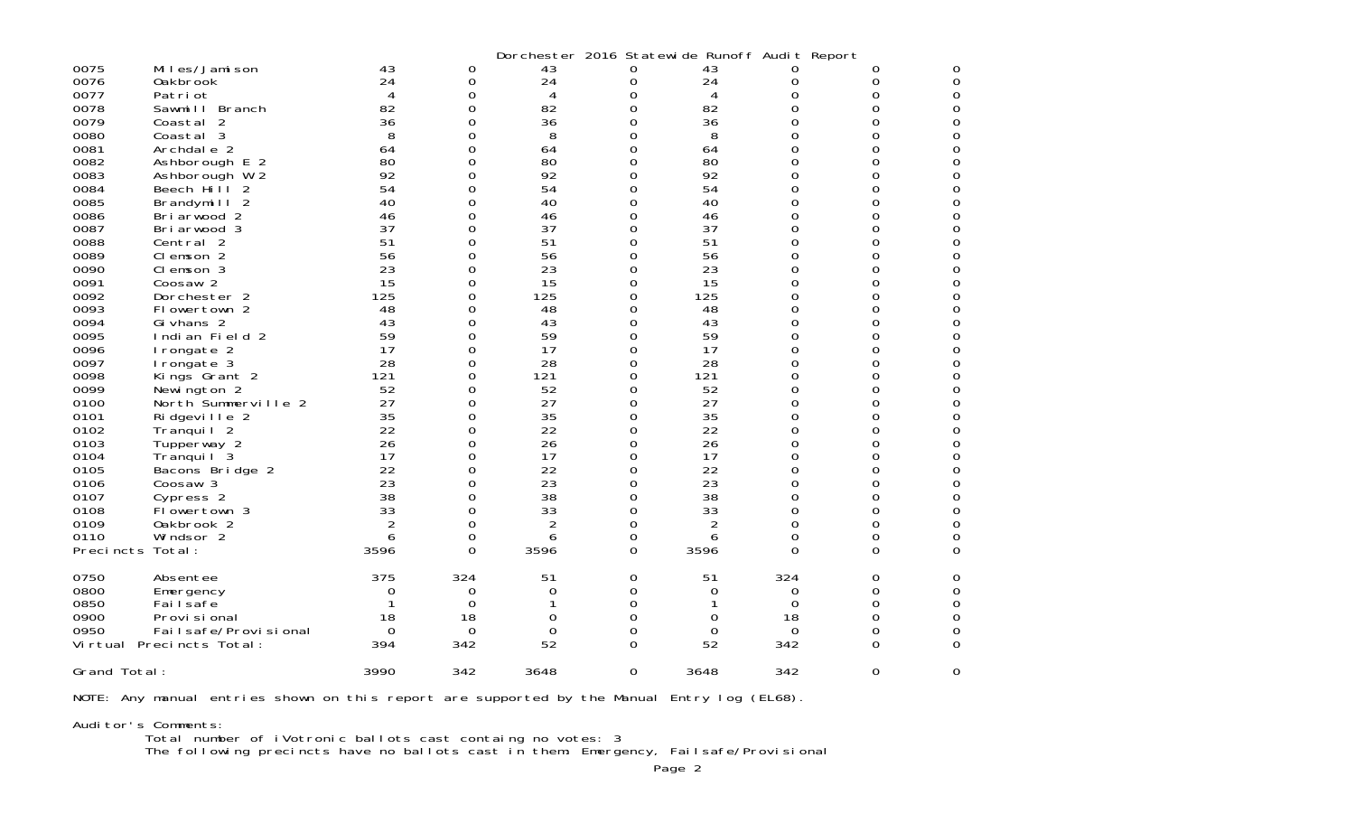Dorchester 2016 Statewide Runoff Audit Report

| | | | | | | | | | |
|---|---|---|---|---|---|---|---|---|---|
| 0075 | Miles/Jamison | 43 | 0 | 43 | 0 | 43 | 0 | 0 | 0 |
| 0076 | Oakbrook | 24 | 0 | 24 | 0 | 24 | 0 | 0 | 0 |
| 0077 | Patriot | 4 | 0 | 4 | 0 | 4 | 0 | 0 | 0 |
| 0078 | Sawmill Branch | 82 | 0 | 82 | 0 | 82 | 0 | 0 | 0 |
| 0079 | Coastal 2 | 36 | 0 | 36 | 0 | 36 | 0 | 0 | 0 |
| 0080 | Coastal 3 | 8 | 0 | 8 | 0 | 8 | 0 | 0 | 0 |
| 0081 | Archdale 2 | 64 | 0 | 64 | 0 | 64 | 0 | 0 | 0 |
| 0082 | Ashborough E 2 | 80 | 0 | 80 | 0 | 80 | 0 | 0 | 0 |
| 0083 | Ashborough W 2 | 92 | 0 | 92 | 0 | 92 | 0 | 0 | 0 |
| 0084 | Beech Hill 2 | 54 | 0 | 54 | 0 | 54 | 0 | 0 | 0 |
| 0085 | Brandymill 2 | 40 | 0 | 40 | 0 | 40 | 0 | 0 | 0 |
| 0086 | Briarwood 2 | 46 | 0 | 46 | 0 | 46 | 0 | 0 | 0 |
| 0087 | Briarwood 3 | 37 | 0 | 37 | 0 | 37 | 0 | 0 | 0 |
| 0088 | Central 2 | 51 | 0 | 51 | 0 | 51 | 0 | 0 | 0 |
| 0089 | Clemson 2 | 56 | 0 | 56 | 0 | 56 | 0 | 0 | 0 |
| 0090 | Clemson 3 | 23 | 0 | 23 | 0 | 23 | 0 | 0 | 0 |
| 0091 | Coosaw 2 | 15 | 0 | 15 | 0 | 15 | 0 | 0 | 0 |
| 0092 | Dorchester 2 | 125 | 0 | 125 | 0 | 125 | 0 | 0 | 0 |
| 0093 | Flowertown 2 | 48 | 0 | 48 | 0 | 48 | 0 | 0 | 0 |
| 0094 | Givhans 2 | 43 | 0 | 43 | 0 | 43 | 0 | 0 | 0 |
| 0095 | Indian Field 2 | 59 | 0 | 59 | 0 | 59 | 0 | 0 | 0 |
| 0096 | Irongate 2 | 17 | 0 | 17 | 0 | 17 | 0 | 0 | 0 |
| 0097 | Irongate 3 | 28 | 0 | 28 | 0 | 28 | 0 | 0 | 0 |
| 0098 | Kings Grant 2 | 121 | 0 | 121 | 0 | 121 | 0 | 0 | 0 |
| 0099 | Newington 2 | 52 | 0 | 52 | 0 | 52 | 0 | 0 | 0 |
| 0100 | North Summerville 2 | 27 | 0 | 27 | 0 | 27 | 0 | 0 | 0 |
| 0101 | Ridgeville 2 | 35 | 0 | 35 | 0 | 35 | 0 | 0 | 0 |
| 0102 | Tranquil 2 | 22 | 0 | 22 | 0 | 22 | 0 | 0 | 0 |
| 0103 | Tupperway 2 | 26 | 0 | 26 | 0 | 26 | 0 | 0 | 0 |
| 0104 | Tranquil 3 | 17 | 0 | 17 | 0 | 17 | 0 | 0 | 0 |
| 0105 | Bacons Bridge 2 | 22 | 0 | 22 | 0 | 22 | 0 | 0 | 0 |
| 0106 | Coosaw 3 | 23 | 0 | 23 | 0 | 23 | 0 | 0 | 0 |
| 0107 | Cypress 2 | 38 | 0 | 38 | 0 | 38 | 0 | 0 | 0 |
| 0108 | Flowertown 3 | 33 | 0 | 33 | 0 | 33 | 0 | 0 | 0 |
| 0109 | Oakbrook 2 | 2 | 0 | 2 | 0 | 2 | 0 | 0 | 0 |
| 0110 | Windsor 2 | 6 | 0 | 6 | 0 | 6 | 0 | 0 | 0 |
| Precincts Total: | | 3596 | 0 | 3596 | 0 | 3596 | 0 | 0 | 0 |
| | | | | | | | | | |
| 0750 | Absentee | 375 | 324 | 51 | 0 | 51 | 324 | 0 | 0 |
| 0800 | Emergency | 0 | 0 | 0 | 0 | 0 | 0 | 0 | 0 |
| 0850 | Failsafe | 1 | 0 | 1 | 0 | 1 | 0 | 0 | 0 |
| 0900 | Provisional | 18 | 18 | 0 | 0 | 0 | 18 | 0 | 0 |
| 0950 | Failsafe/Provisional | 0 | 0 | 0 | 0 | 0 | 0 | 0 | 0 |
| Virtual Precincts Total: | | 394 | 342 | 52 | 0 | 52 | 342 | 0 | 0 |
| | | | | | | | | | |
| Grand Total: | | 3990 | 342 | 3648 | 0 | 3648 | 342 | 0 | 0 |

NOTE: Any manual entries shown on this report are supported by the Manual Entry log (EL68).

Auditor's Comments:
Total number of iVotronic ballots cast containg no votes: 3
The following precincts have no ballots cast in them: Emergency, Failsafe/Provisional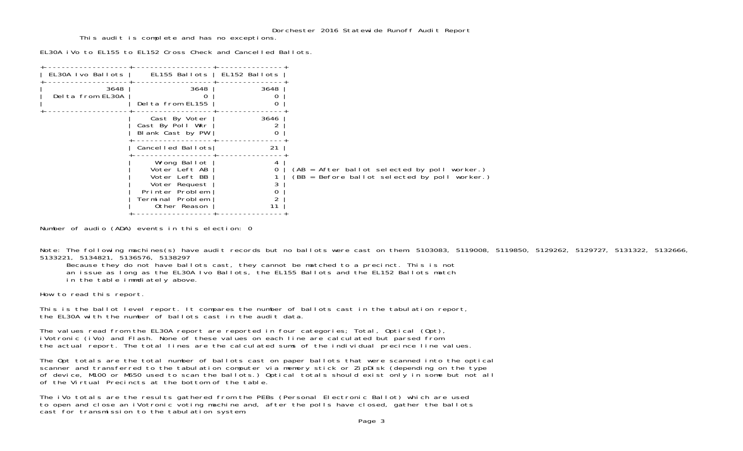# Dorchester 2016 Statewide Runoff Audit Report

This audit is complete and has no exceptions.

EL30A iVo to EL155 to EL152 Cross Check and Cancelled Ballots.

| EL30A Ivo Ballots | EL155 Ballots | EL152 Ballots |
|---|---|---|
| 3648 | 3648 | 3648 |
| Delta from EL30A | 0 | 0 |
| | Delta from EL155 | 0 |
| | Cast By Voter | 3646 |
| | Cast By Poll Wkr | 2 |
| | Blank Cast by PW | 0 |
| | Cancelled Ballots | 21 |
| | Wrong Ballot | 4 |
| | Voter Left AB | 0 |
| | Voter Left BB | 1 |
| | Voter Request | 3 |
| | Printer Problem | 0 |
| | Terminal Problem | 2 |
| | Other Reason | 11 |

(AB = After ballot selected by poll worker.)
(BB = Before ballot selected by poll worker.)

Number of audio (ADA) events in this election: 0

Note: The following machines(s) have audit records but no ballots were cast on them: 5103083, 5119008, 5119850, 5129262, 5129727, 5131322, 5132666, 5133221, 5134821, 5136576, 5138297
Because they do not have ballots cast, they cannot be matched to a precinct. This is not an issue as long as the EL30A Ivo Ballots, the EL155 Ballots and the EL152 Ballots match in the table immdiately above.

How to read this report.

This is the ballot level report. It compares the number of ballots cast in the tabulation report, the EL30A with the number of ballots cast in the audit data.

The values read from the EL30A report are reported in four categories; Total, Optical (Opt), iVotronic (iVo) and Flash. None of these values on each line are calculated but parsed from the actual report. The total lines are the calculated sums of the individual precince line values.

The Opt totals are the total number of ballots cast on paper ballots that were scanned into the optical scanner and transferred to the tabulation computer via memory stick or ZipDisk (depending on the type of device, M100 or M650 used to scan the ballots.) Optical totals should exist only in some but not all of the Virtual Precincts at the bottom of the table.

The iVo totals are the results gathered from the PEBs (Personal Electronic Ballot) which are used to open and close an iVotronic voting machine and, after the polls have closed, gather the ballots cast for transmission to the tabulation system.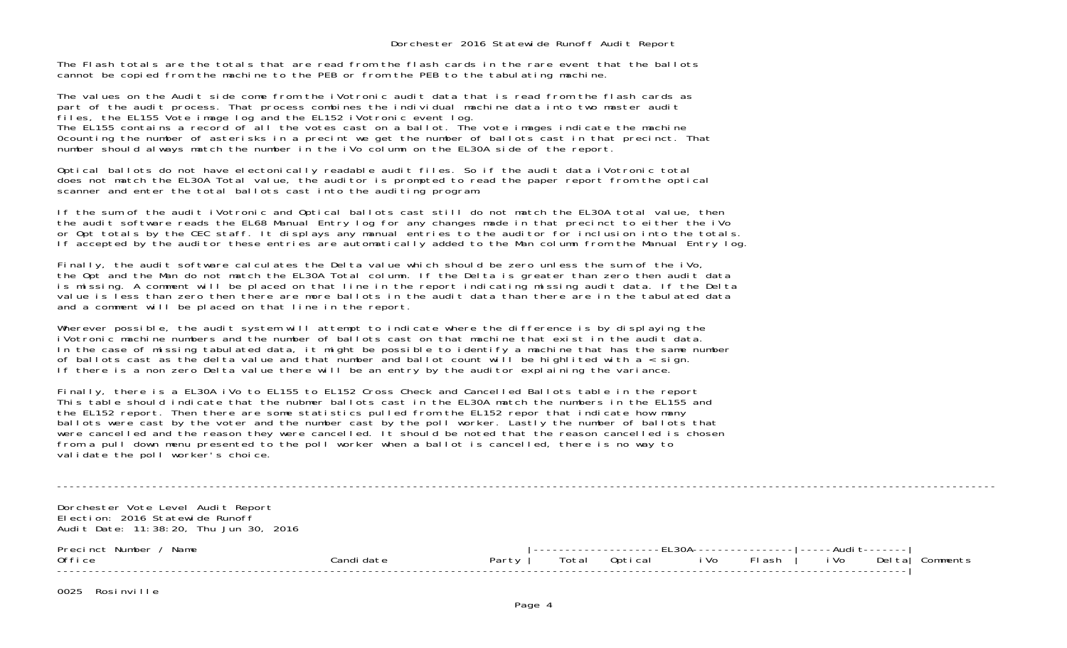The Flash totals are the totals that are read from the flash cards in the rare event that the ballots cannot be copied from the machine to the PEB or from the PEB to the tabulating machine.

The values on the Audit side come from the iVotronic audit data that is read from the flash cards as part of the audit process. That process combines the individual machine data into two master audit files, the EL155 Vote image log and the EL152 iVotronic event log.
The EL155 contains a record of all the votes cast on a ballot. The vote images indicate the machine 0counting the number of asterisks in a precint we get the number of ballots cast in that precinct. That number should always match the number in the iVo column on the EL30A side of the report.

Optical ballots do not have electonically readable audit files. So if the audit data iVotronic total does not match the EL30A Total value, the auditor is prompted to read the paper report from the optical scanner and enter the total ballots cast into the auditing program.

If the sum of the audit iVotronic and Optical ballots cast still do not match the EL30A total value, then the audit software reads the EL68 Manual Entry log for any changes made in that precinct to either the iVo or Opt totals by the CEC staff. It displays any manual entries to the auditor for inclusion into the totals. If accepted by the auditor these entries are automatically added to the Man column from the Manual Entry log.

Finally, the audit software calculates the Delta value which should be zero unless the sum of the iVo, the Opt and the Man do not match the EL30A Total column. If the Delta is greater than zero then audit data is missing. A comment will be placed on that line in the report indicating missing audit data. If the Delta value is less than zero then there are more ballots in the audit data than there are in the tabulated data and a comment will be placed on that line in the report.

Wherever possible, the audit system will attempt to indicate where the difference is by displaying the iVotronic machine numbers and the number of ballots cast on that machine that exist in the audit data. In the case of missing tabulated data, it might be possible to identify a machine that has the same number of ballots cast as the delta value and that number and ballot count will be highlited with a < sign. If there is a non zero Delta value there will be an entry by the auditor explaining the variance.

Finally, there is a EL30A iVo to EL155 to EL152 Cross Check and Cancelled Ballots table in the report This table should indicate that the nubmer ballots cast in the EL30A match the numbers in the EL155 and the EL152 report. Then there are some statistics pulled from the EL152 repor that indicate how many ballots were cast by the voter and the number cast by the poll worker. Lastly the number of ballots that were cancelled and the reason they were cancelled. It should be noted that the reason cancelled is chosen from a pull down menu presented to the poll worker when a ballot is cancelled, there is no way to validate the poll worker's choice.

---

Dorchester Vote Level Audit Report
Election: 2016 Statewide Runoff
Audit Date: 11:38:20, Thu Jun 30, 2016

| Precinct Number / Name<br>Office | Candidate | Party | EL30A Total | Optical | iVo | Flash | Audit iVo | Delta | Comments |
|---|---|---|---|---|---|---|---|---|---|
| 0025 Rosinville | | | | | | | | | |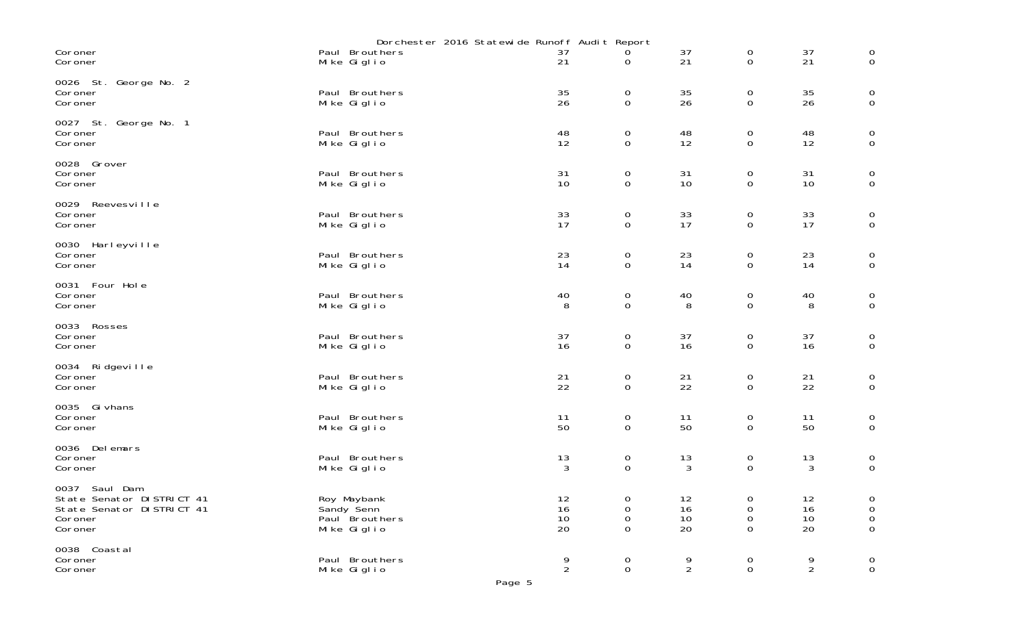Dorchester 2016 Statewide Runoff Audit Report

| | | | | | | | |
|---|---|---|---|---|---|---|---|
| Coroner | Paul Brouthers | 37 | 0 | 37 | 0 | 37 | 0 |
| Coroner | Mike Giglio | 21 | 0 | 21 | 0 | 21 | 0 |
| **0026 St. George No. 2** | | | | | | | |
| Coroner | Paul Brouthers | 35 | 0 | 35 | 0 | 35 | 0 |
| Coroner | Mike Giglio | 26 | 0 | 26 | 0 | 26 | 0 |
| **0027 St. George No. 1** | | | | | | | |
| Coroner | Paul Brouthers | 48 | 0 | 48 | 0 | 48 | 0 |
| Coroner | Mike Giglio | 12 | 0 | 12 | 0 | 12 | 0 |
| **0028 Grover** | | | | | | | |
| Coroner | Paul Brouthers | 31 | 0 | 31 | 0 | 31 | 0 |
| Coroner | Mike Giglio | 10 | 0 | 10 | 0 | 10 | 0 |
| **0029 Reevesville** | | | | | | | |
| Coroner | Paul Brouthers | 33 | 0 | 33 | 0 | 33 | 0 |
| Coroner | Mike Giglio | 17 | 0 | 17 | 0 | 17 | 0 |
| **0030 Harleyville** | | | | | | | |
| Coroner | Paul Brouthers | 23 | 0 | 23 | 0 | 23 | 0 |
| Coroner | Mike Giglio | 14 | 0 | 14 | 0 | 14 | 0 |
| **0031 Four Hole** | | | | | | | |
| Coroner | Paul Brouthers | 40 | 0 | 40 | 0 | 40 | 0 |
| Coroner | Mike Giglio | 8 | 0 | 8 | 0 | 8 | 0 |
| **0033 Rosses** | | | | | | | |
| Coroner | Paul Brouthers | 37 | 0 | 37 | 0 | 37 | 0 |
| Coroner | Mike Giglio | 16 | 0 | 16 | 0 | 16 | 0 |
| **0034 Ridgeville** | | | | | | | |
| Coroner | Paul Brouthers | 21 | 0 | 21 | 0 | 21 | 0 |
| Coroner | Mike Giglio | 22 | 0 | 22 | 0 | 22 | 0 |
| **0035 Givhans** | | | | | | | |
| Coroner | Paul Brouthers | 11 | 0 | 11 | 0 | 11 | 0 |
| Coroner | Mike Giglio | 50 | 0 | 50 | 0 | 50 | 0 |
| **0036 Delemars** | | | | | | | |
| Coroner | Paul Brouthers | 13 | 0 | 13 | 0 | 13 | 0 |
| Coroner | Mike Giglio | 3 | 0 | 3 | 0 | 3 | 0 |
| **0037 Saul Dam** | | | | | | | |
| State Senator DISTRICT 41 | Roy Maybank | 12 | 0 | 12 | 0 | 12 | 0 |
| State Senator DISTRICT 41 | Sandy Senn | 16 | 0 | 16 | 0 | 16 | 0 |
| Coroner | Paul Brouthers | 10 | 0 | 10 | 0 | 10 | 0 |
| Coroner | Mike Giglio | 20 | 0 | 20 | 0 | 20 | 0 |
| **0038 Coastal** | | | | | | | |
| Coroner | Paul Brouthers | 9 | 0 | 9 | 0 | 9 | 0 |
| Coroner | Mike Giglio | 2 | 0 | 2 | 0 | 2 | 0 |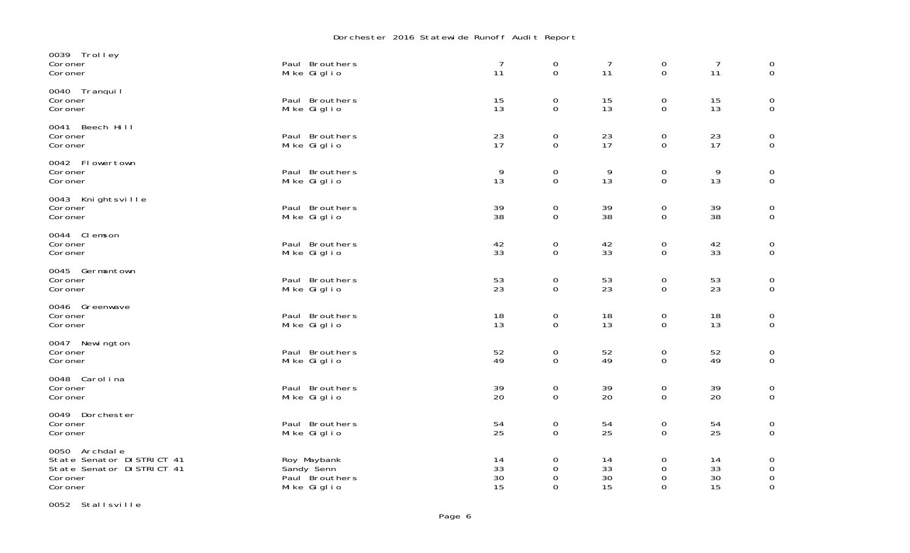| Precinct / Contest | Candidate | | | | | | |
|---|---|---|---|---|---|---|---|
| **0039 Trolley** | | | | | | | |
| Coroner | Paul Brouthers | 7 | 0 | 7 | 0 | 7 | 0 |
| Coroner | Mike Giglio | 11 | 0 | 11 | 0 | 11 | 0 |
| **0040 Tranquil** | | | | | | | |
| Coroner | Paul Brouthers | 15 | 0 | 15 | 0 | 15 | 0 |
| Coroner | Mike Giglio | 13 | 0 | 13 | 0 | 13 | 0 |
| **0041 Beech Hill** | | | | | | | |
| Coroner | Paul Brouthers | 23 | 0 | 23 | 0 | 23 | 0 |
| Coroner | Mike Giglio | 17 | 0 | 17 | 0 | 17 | 0 |
| **0042 Flowertown** | | | | | | | |
| Coroner | Paul Brouthers | 9 | 0 | 9 | 0 | 9 | 0 |
| Coroner | Mike Giglio | 13 | 0 | 13 | 0 | 13 | 0 |
| **0043 Knightsville** | | | | | | | |
| Coroner | Paul Brouthers | 39 | 0 | 39 | 0 | 39 | 0 |
| Coroner | Mike Giglio | 38 | 0 | 38 | 0 | 38 | 0 |
| **0044 Clemson** | | | | | | | |
| Coroner | Paul Brouthers | 42 | 0 | 42 | 0 | 42 | 0 |
| Coroner | Mike Giglio | 33 | 0 | 33 | 0 | 33 | 0 |
| **0045 Germantown** | | | | | | | |
| Coroner | Paul Brouthers | 53 | 0 | 53 | 0 | 53 | 0 |
| Coroner | Mike Giglio | 23 | 0 | 23 | 0 | 23 | 0 |
| **0046 Greenwave** | | | | | | | |
| Coroner | Paul Brouthers | 18 | 0 | 18 | 0 | 18 | 0 |
| Coroner | Mike Giglio | 13 | 0 | 13 | 0 | 13 | 0 |
| **0047 Newington** | | | | | | | |
| Coroner | Paul Brouthers | 52 | 0 | 52 | 0 | 52 | 0 |
| Coroner | Mike Giglio | 49 | 0 | 49 | 0 | 49 | 0 |
| **0048 Carolina** | | | | | | | |
| Coroner | Paul Brouthers | 39 | 0 | 39 | 0 | 39 | 0 |
| Coroner | Mike Giglio | 20 | 0 | 20 | 0 | 20 | 0 |
| **0049 Dorchester** | | | | | | | |
| Coroner | Paul Brouthers | 54 | 0 | 54 | 0 | 54 | 0 |
| Coroner | Mike Giglio | 25 | 0 | 25 | 0 | 25 | 0 |
| **0050 Archdale** | | | | | | | |
| State Senator DISTRICT 41 | Roy Maybank | 14 | 0 | 14 | 0 | 14 | 0 |
| State Senator DISTRICT 41 | Sandy Senn | 33 | 0 | 33 | 0 | 33 | 0 |
| Coroner | Paul Brouthers | 30 | 0 | 30 | 0 | 30 | 0 |
| Coroner | Mike Giglio | 15 | 0 | 15 | 0 | 15 | 0 |
| **0052 Stallsville** | | | | | | | |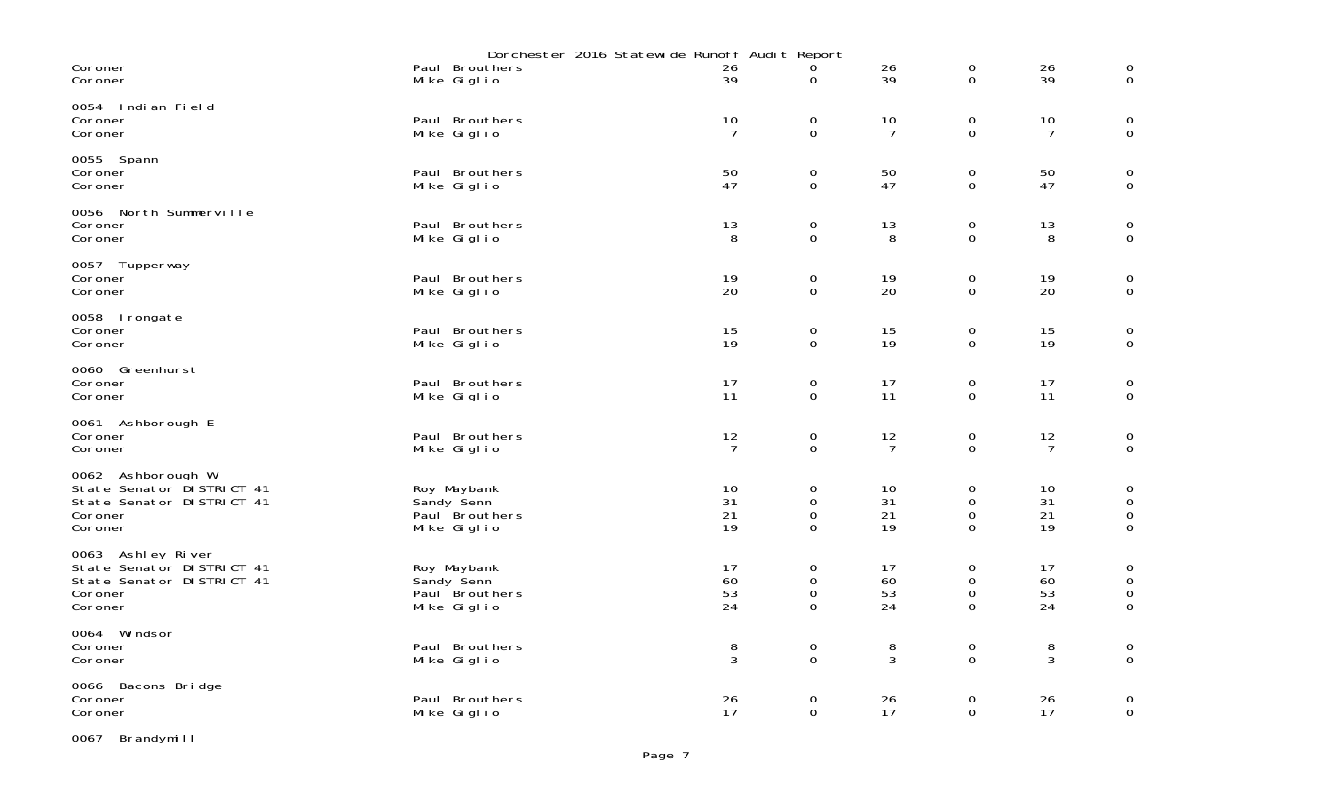Dorchester 2016 Statewide Runoff Audit Report

| | | | | | | | |
|---|---|---|---|---|---|---|---|
| Coroner | Paul Brouthers | 26 | 0 | 26 | 0 | 26 | 0 |
| Coroner | Mike Giglio | 39 | 0 | 39 | 0 | 39 | 0 |
| **0054 Indian Field** | | | | | | | |
| Coroner | Paul Brouthers | 10 | 0 | 10 | 0 | 10 | 0 |
| Coroner | Mike Giglio | 7 | 0 | 7 | 0 | 7 | 0 |
| **0055 Spann** | | | | | | | |
| Coroner | Paul Brouthers | 50 | 0 | 50 | 0 | 50 | 0 |
| Coroner | Mike Giglio | 47 | 0 | 47 | 0 | 47 | 0 |
| **0056 North Summerville** | | | | | | | |
| Coroner | Paul Brouthers | 13 | 0 | 13 | 0 | 13 | 0 |
| Coroner | Mike Giglio | 8 | 0 | 8 | 0 | 8 | 0 |
| **0057 Tupperway** | | | | | | | |
| Coroner | Paul Brouthers | 19 | 0 | 19 | 0 | 19 | 0 |
| Coroner | Mike Giglio | 20 | 0 | 20 | 0 | 20 | 0 |
| **0058 Irongate** | | | | | | | |
| Coroner | Paul Brouthers | 15 | 0 | 15 | 0 | 15 | 0 |
| Coroner | Mike Giglio | 19 | 0 | 19 | 0 | 19 | 0 |
| **0060 Greenhurst** | | | | | | | |
| Coroner | Paul Brouthers | 17 | 0 | 17 | 0 | 17 | 0 |
| Coroner | Mike Giglio | 11 | 0 | 11 | 0 | 11 | 0 |
| **0061 Ashborough E** | | | | | | | |
| Coroner | Paul Brouthers | 12 | 0 | 12 | 0 | 12 | 0 |
| Coroner | Mike Giglio | 7 | 0 | 7 | 0 | 7 | 0 |
| **0062 Ashborough W** | | | | | | | |
| State Senator DISTRICT 41 | Roy Maybank | 10 | 0 | 10 | 0 | 10 | 0 |
| State Senator DISTRICT 41 | Sandy Senn | 31 | 0 | 31 | 0 | 31 | 0 |
| Coroner | Paul Brouthers | 21 | 0 | 21 | 0 | 21 | 0 |
| Coroner | Mike Giglio | 19 | 0 | 19 | 0 | 19 | 0 |
| **0063 Ashley River** | | | | | | | |
| State Senator DISTRICT 41 | Roy Maybank | 17 | 0 | 17 | 0 | 17 | 0 |
| State Senator DISTRICT 41 | Sandy Senn | 60 | 0 | 60 | 0 | 60 | 0 |
| Coroner | Paul Brouthers | 53 | 0 | 53 | 0 | 53 | 0 |
| Coroner | Mike Giglio | 24 | 0 | 24 | 0 | 24 | 0 |
| **0064 Windsor** | | | | | | | |
| Coroner | Paul Brouthers | 8 | 0 | 8 | 0 | 8 | 0 |
| Coroner | Mike Giglio | 3 | 0 | 3 | 0 | 3 | 0 |
| **0066 Bacons Bridge** | | | | | | | |
| Coroner | Paul Brouthers | 26 | 0 | 26 | 0 | 26 | 0 |
| Coroner | Mike Giglio | 17 | 0 | 17 | 0 | 17 | 0 |
| **0067 Brandymill** | | | | | | | |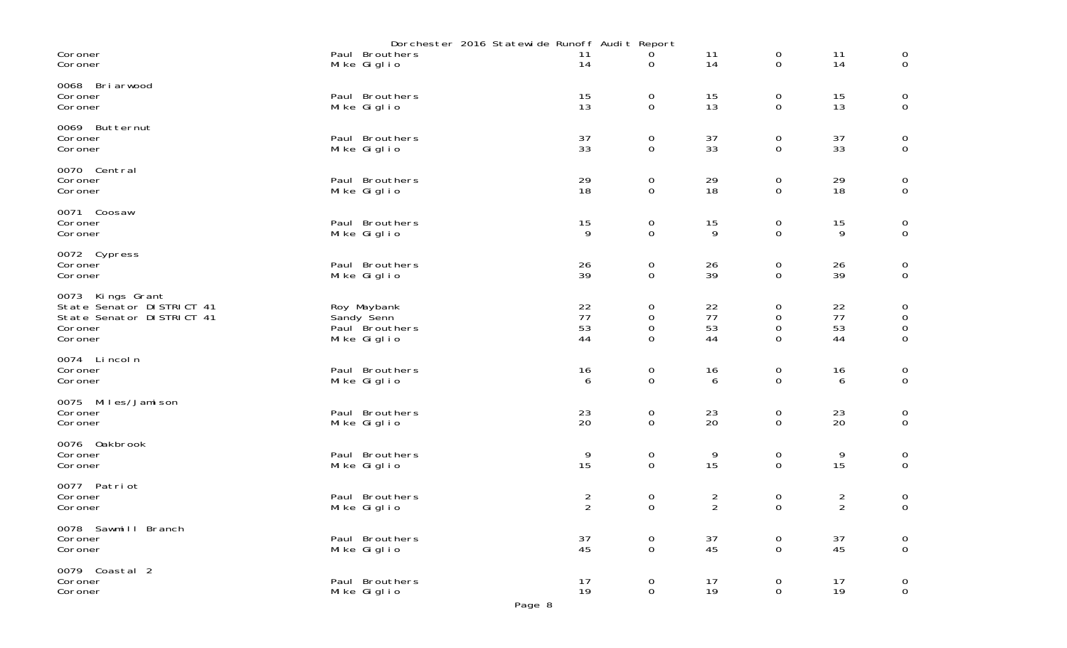| | | | | | | | |
|---|---|---|---|---|---|---|---|
| Coroner | Paul Brouthers | 11 | 0 | 11 | 0 | 11 | 0 |
| Coroner | Mike Giglio | 14 | 0 | 14 | 0 | 14 | 0 |
| **0068 Briarwood** | | | | | | | |
| Coroner | Paul Brouthers | 15 | 0 | 15 | 0 | 15 | 0 |
| Coroner | Mike Giglio | 13 | 0 | 13 | 0 | 13 | 0 |
| **0069 Butternut** | | | | | | | |
| Coroner | Paul Brouthers | 37 | 0 | 37 | 0 | 37 | 0 |
| Coroner | Mike Giglio | 33 | 0 | 33 | 0 | 33 | 0 |
| **0070 Central** | | | | | | | |
| Coroner | Paul Brouthers | 29 | 0 | 29 | 0 | 29 | 0 |
| Coroner | Mike Giglio | 18 | 0 | 18 | 0 | 18 | 0 |
| **0071 Coosaw** | | | | | | | |
| Coroner | Paul Brouthers | 15 | 0 | 15 | 0 | 15 | 0 |
| Coroner | Mike Giglio | 9 | 0 | 9 | 0 | 9 | 0 |
| **0072 Cypress** | | | | | | | |
| Coroner | Paul Brouthers | 26 | 0 | 26 | 0 | 26 | 0 |
| Coroner | Mike Giglio | 39 | 0 | 39 | 0 | 39 | 0 |
| **0073 Kings Grant** | | | | | | | |
| State Senator DISTRICT 41 | Roy Maybank | 22 | 0 | 22 | 0 | 22 | 0 |
| State Senator DISTRICT 41 | Sandy Senn | 77 | 0 | 77 | 0 | 77 | 0 |
| Coroner | Paul Brouthers | 53 | 0 | 53 | 0 | 53 | 0 |
| Coroner | Mike Giglio | 44 | 0 | 44 | 0 | 44 | 0 |
| **0074 Lincoln** | | | | | | | |
| Coroner | Paul Brouthers | 16 | 0 | 16 | 0 | 16 | 0 |
| Coroner | Mike Giglio | 6 | 0 | 6 | 0 | 6 | 0 |
| **0075 Miles/Jamison** | | | | | | | |
| Coroner | Paul Brouthers | 23 | 0 | 23 | 0 | 23 | 0 |
| Coroner | Mike Giglio | 20 | 0 | 20 | 0 | 20 | 0 |
| **0076 Oakbrook** | | | | | | | |
| Coroner | Paul Brouthers | 9 | 0 | 9 | 0 | 9 | 0 |
| Coroner | Mike Giglio | 15 | 0 | 15 | 0 | 15 | 0 |
| **0077 Patriot** | | | | | | | |
| Coroner | Paul Brouthers | 2 | 0 | 2 | 0 | 2 | 0 |
| Coroner | Mike Giglio | 2 | 0 | 2 | 0 | 2 | 0 |
| **0078 Sawmill Branch** | | | | | | | |
| Coroner | Paul Brouthers | 37 | 0 | 37 | 0 | 37 | 0 |
| Coroner | Mike Giglio | 45 | 0 | 45 | 0 | 45 | 0 |
| **0079 Coastal 2** | | | | | | | |
| Coroner | Paul Brouthers | 17 | 0 | 17 | 0 | 17 | 0 |
| Coroner | Mike Giglio | 19 | 0 | 19 | 0 | 19 | 0 |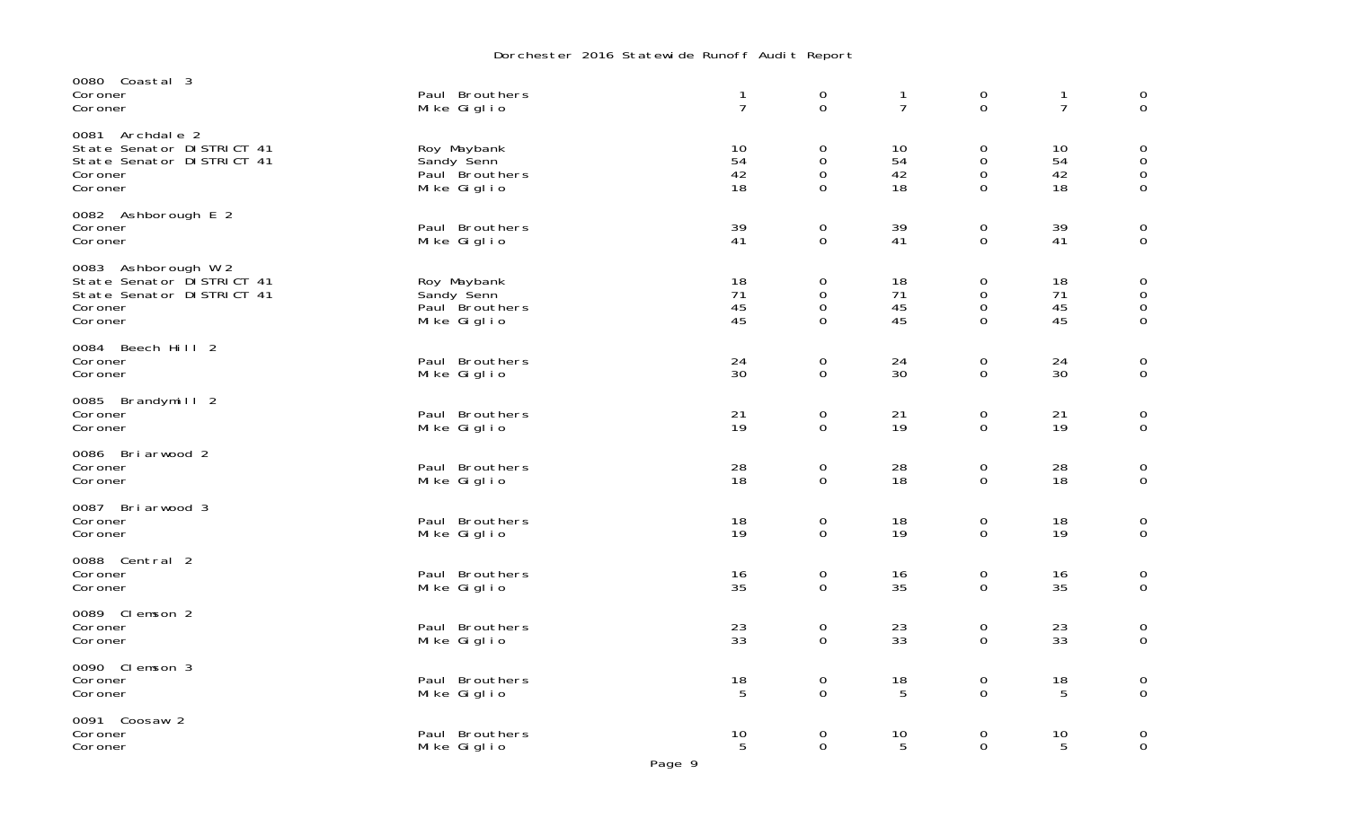# Dorchester 2016 Statewide Runoff Audit Report

| Precinct / Office | Candidate | | | | | | |
|---|---|---|---|---|---|---|---|
| **0080 Coastal 3** | | | | | | | |
| Coroner | Paul Brouthers | 1 | 0 | 1 | 0 | 1 | 0 |
| Coroner | Mike Giglio | 7 | 0 | 7 | 0 | 7 | 0 |
| **0081 Archdale 2** | | | | | | | |
| State Senator DISTRICT 41 | Roy Maybank | 10 | 0 | 10 | 0 | 10 | 0 |
| State Senator DISTRICT 41 | Sandy Senn | 54 | 0 | 54 | 0 | 54 | 0 |
| Coroner | Paul Brouthers | 42 | 0 | 42 | 0 | 42 | 0 |
| Coroner | Mike Giglio | 18 | 0 | 18 | 0 | 18 | 0 |
| **0082 Ashborough E 2** | | | | | | | |
| Coroner | Paul Brouthers | 39 | 0 | 39 | 0 | 39 | 0 |
| Coroner | Mike Giglio | 41 | 0 | 41 | 0 | 41 | 0 |
| **0083 Ashborough W 2** | | | | | | | |
| State Senator DISTRICT 41 | Roy Maybank | 18 | 0 | 18 | 0 | 18 | 0 |
| State Senator DISTRICT 41 | Sandy Senn | 71 | 0 | 71 | 0 | 71 | 0 |
| Coroner | Paul Brouthers | 45 | 0 | 45 | 0 | 45 | 0 |
| Coroner | Mike Giglio | 45 | 0 | 45 | 0 | 45 | 0 |
| **0084 Beech Hill 2** | | | | | | | |
| Coroner | Paul Brouthers | 24 | 0 | 24 | 0 | 24 | 0 |
| Coroner | Mike Giglio | 30 | 0 | 30 | 0 | 30 | 0 |
| **0085 Brandymill 2** | | | | | | | |
| Coroner | Paul Brouthers | 21 | 0 | 21 | 0 | 21 | 0 |
| Coroner | Mike Giglio | 19 | 0 | 19 | 0 | 19 | 0 |
| **0086 Briarwood 2** | | | | | | | |
| Coroner | Paul Brouthers | 28 | 0 | 28 | 0 | 28 | 0 |
| Coroner | Mike Giglio | 18 | 0 | 18 | 0 | 18 | 0 |
| **0087 Briarwood 3** | | | | | | | |
| Coroner | Paul Brouthers | 18 | 0 | 18 | 0 | 18 | 0 |
| Coroner | Mike Giglio | 19 | 0 | 19 | 0 | 19 | 0 |
| **0088 Central 2** | | | | | | | |
| Coroner | Paul Brouthers | 16 | 0 | 16 | 0 | 16 | 0 |
| Coroner | Mike Giglio | 35 | 0 | 35 | 0 | 35 | 0 |
| **0089 Clemson 2** | | | | | | | |
| Coroner | Paul Brouthers | 23 | 0 | 23 | 0 | 23 | 0 |
| Coroner | Mike Giglio | 33 | 0 | 33 | 0 | 33 | 0 |
| **0090 Clemson 3** | | | | | | | |
| Coroner | Paul Brouthers | 18 | 0 | 18 | 0 | 18 | 0 |
| Coroner | Mike Giglio | 5 | 0 | 5 | 0 | 5 | 0 |
| **0091 Coosaw 2** | | | | | | | |
| Coroner | Paul Brouthers | 10 | 0 | 10 | 0 | 10 | 0 |
| Coroner | Mike Giglio | 5 | 0 | 5 | 0 | 5 | 0 |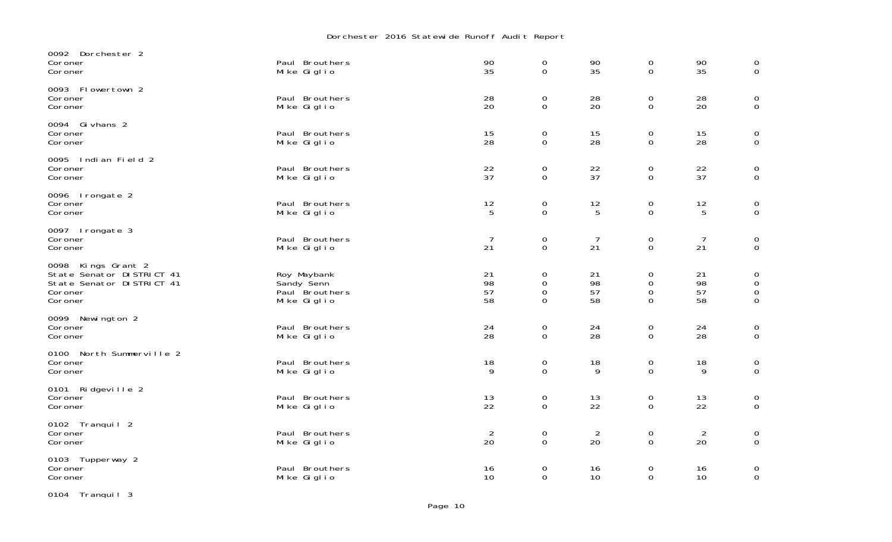Dorchester 2016 Statewide Runoff Audit Report

| Precinct / Contest | Candidate | | | | | | |
|---|---|---|---|---|---|---|---|
| **0092 Dorchester 2** | | | | | | | |
| Coroner | Paul Brouthers | 90 | 0 | 90 | 0 | 90 | 0 |
| Coroner | Mike Giglio | 35 | 0 | 35 | 0 | 35 | 0 |
| **0093 Flowertown 2** | | | | | | | |
| Coroner | Paul Brouthers | 28 | 0 | 28 | 0 | 28 | 0 |
| Coroner | Mike Giglio | 20 | 0 | 20 | 0 | 20 | 0 |
| **0094 Givhans 2** | | | | | | | |
| Coroner | Paul Brouthers | 15 | 0 | 15 | 0 | 15 | 0 |
| Coroner | Mike Giglio | 28 | 0 | 28 | 0 | 28 | 0 |
| **0095 Indian Field 2** | | | | | | | |
| Coroner | Paul Brouthers | 22 | 0 | 22 | 0 | 22 | 0 |
| Coroner | Mike Giglio | 37 | 0 | 37 | 0 | 37 | 0 |
| **0096 Irongate 2** | | | | | | | |
| Coroner | Paul Brouthers | 12 | 0 | 12 | 0 | 12 | 0 |
| Coroner | Mike Giglio | 5 | 0 | 5 | 0 | 5 | 0 |
| **0097 Irongate 3** | | | | | | | |
| Coroner | Paul Brouthers | 7 | 0 | 7 | 0 | 7 | 0 |
| Coroner | Mike Giglio | 21 | 0 | 21 | 0 | 21 | 0 |
| **0098 Kings Grant 2** | | | | | | | |
| State Senator DISTRICT 41 | Roy Maybank | 21 | 0 | 21 | 0 | 21 | 0 |
| State Senator DISTRICT 41 | Sandy Senn | 98 | 0 | 98 | 0 | 98 | 0 |
| Coroner | Paul Brouthers | 57 | 0 | 57 | 0 | 57 | 0 |
| Coroner | Mike Giglio | 58 | 0 | 58 | 0 | 58 | 0 |
| **0099 Newington 2** | | | | | | | |
| Coroner | Paul Brouthers | 24 | 0 | 24 | 0 | 24 | 0 |
| Coroner | Mike Giglio | 28 | 0 | 28 | 0 | 28 | 0 |
| **0100 North Summerville 2** | | | | | | | |
| Coroner | Paul Brouthers | 18 | 0 | 18 | 0 | 18 | 0 |
| Coroner | Mike Giglio | 9 | 0 | 9 | 0 | 9 | 0 |
| **0101 Ridgeville 2** | | | | | | | |
| Coroner | Paul Brouthers | 13 | 0 | 13 | 0 | 13 | 0 |
| Coroner | Mike Giglio | 22 | 0 | 22 | 0 | 22 | 0 |
| **0102 Tranquil 2** | | | | | | | |
| Coroner | Paul Brouthers | 2 | 0 | 2 | 0 | 2 | 0 |
| Coroner | Mike Giglio | 20 | 0 | 20 | 0 | 20 | 0 |
| **0103 Tupperway 2** | | | | | | | |
| Coroner | Paul Brouthers | 16 | 0 | 16 | 0 | 16 | 0 |
| Coroner | Mike Giglio | 10 | 0 | 10 | 0 | 10 | 0 |
| **0104 Tranquil 3** | | | | | | | |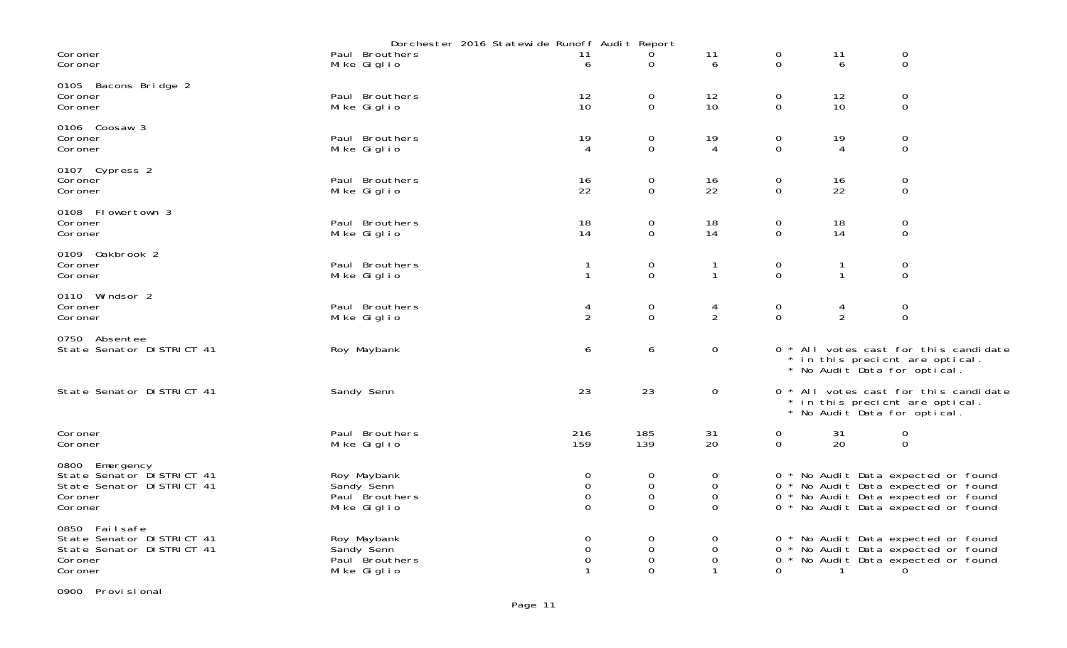Dorchester 2016 Statewide Runoff Audit Report

| | | | | | | | |
|---|---|---|---|---|---|---|---|
| Coroner | Paul Brouthers | 11 | 0 | 11 | 0 | 11 | 0 |
| Coroner | Mike Giglio | 6 | 0 | 6 | 0 | 6 | 0 |
| **0105 Bacons Bridge 2** | | | | | | | |
| Coroner | Paul Brouthers | 12 | 0 | 12 | 0 | 12 | 0 |
| Coroner | Mike Giglio | 10 | 0 | 10 | 0 | 10 | 0 |
| **0106 Coosaw 3** | | | | | | | |
| Coroner | Paul Brouthers | 19 | 0 | 19 | 0 | 19 | 0 |
| Coroner | Mike Giglio | 4 | 0 | 4 | 0 | 4 | 0 |
| **0107 Cypress 2** | | | | | | | |
| Coroner | Paul Brouthers | 16 | 0 | 16 | 0 | 16 | 0 |
| Coroner | Mike Giglio | 22 | 0 | 22 | 0 | 22 | 0 |
| **0108 Flowertown 3** | | | | | | | |
| Coroner | Paul Brouthers | 18 | 0 | 18 | 0 | 18 | 0 |
| Coroner | Mike Giglio | 14 | 0 | 14 | 0 | 14 | 0 |
| **0109 Oakbrook 2** | | | | | | | |
| Coroner | Paul Brouthers | 1 | 0 | 1 | 0 | 1 | 0 |
| Coroner | Mike Giglio | 1 | 0 | 1 | 0 | 1 | 0 |
| **0110 Windsor 2** | | | | | | | |
| Coroner | Paul Brouthers | 4 | 0 | 4 | 0 | 4 | 0 |
| Coroner | Mike Giglio | 2 | 0 | 2 | 0 | 2 | 0 |
| **0750 Absentee** | | | | | | | |
| State Senator DISTRICT 41 | Roy Maybank | 6 | 6 | 0 | 0 * All votes cast for this candidate * in this precicnt are optical. * No Audit Data for optical. | | |
| State Senator DISTRICT 41 | Sandy Senn | 23 | 23 | 0 | 0 * All votes cast for this candidate * in this precicnt are optical. * No Audit Data for optical. | | |
| Coroner | Paul Brouthers | 216 | 185 | 31 | 0 | 31 | 0 |
| Coroner | Mike Giglio | 159 | 139 | 20 | 0 | 20 | 0 |
| **0800 Emergency** | | | | | | | |
| State Senator DISTRICT 41 | Roy Maybank | 0 | 0 | 0 | 0 * No Audit Data expected or found | | |
| State Senator DISTRICT 41 | Sandy Senn | 0 | 0 | 0 | 0 * No Audit Data expected or found | | |
| Coroner | Paul Brouthers | 0 | 0 | 0 | 0 * No Audit Data expected or found | | |
| Coroner | Mike Giglio | 0 | 0 | 0 | 0 * No Audit Data expected or found | | |
| **0850 Failsafe** | | | | | | | |
| State Senator DISTRICT 41 | Roy Maybank | 0 | 0 | 0 | 0 * No Audit Data expected or found | | |
| State Senator DISTRICT 41 | Sandy Senn | 0 | 0 | 0 | 0 * No Audit Data expected or found | | |
| Coroner | Paul Brouthers | 0 | 0 | 0 | 0 * No Audit Data expected or found | | |
| Coroner | Mike Giglio | 1 | 0 | 1 | 0 | 1 | 0 |
| **0900 Provisional** | | | | | | | |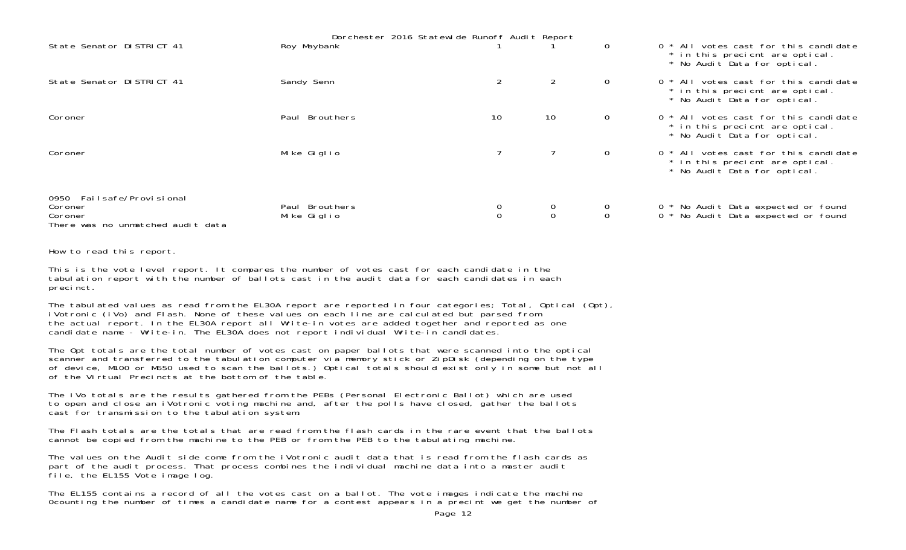Dorchester 2016 Statewide Runoff Audit Report

| | | | | | | |
|---|---|---|---|---|---|---|
| State Senator DISTRICT 41 | Roy Maybank | 1 | 1 | 0 | 0 | * All votes cast for this candidate * in this precicnt are optical. * No Audit Data for optical. |
| State Senator DISTRICT 41 | Sandy Senn | 2 | 2 | 0 | 0 | * All votes cast for this candidate * in this precicnt are optical. * No Audit Data for optical. |
| Coroner | Paul Brouthers | 10 | 10 | 0 | 0 | * All votes cast for this candidate * in this precicnt are optical. * No Audit Data for optical. |
| Coroner | Mike Giglio | 7 | 7 | 0 | 0 | * All votes cast for this candidate * in this precicnt are optical. * No Audit Data for optical. |

0950 Failsafe/Provisional

| | | | | | | |
|---|---|---|---|---|---|---|
| Coroner | Paul Brouthers | 0 | 0 | 0 | 0 | * No Audit Data expected or found |
| Coroner | Mike Giglio | 0 | 0 | 0 | 0 | * No Audit Data expected or found |

There was no unmatched audit data

How to read this report.

This is the vote level report. It compares the number of votes cast for each candidate in the tabulation report with the number of ballots cast in the audit data for each candidates in each precinct.

The tabulated values as read from the EL30A report are reported in four categories; Total, Optical (Opt), iVotronic (iVo) and Flash. None of these values on each line are calculated but parsed from the actual report. In the EL30A report all Write-in votes are added together and reported as one candidate name - Write-in. The EL30A does not report individual Write-in candidates.

The Opt totals are the total number of votes cast on paper ballots that were scanned into the optical scanner and transferred to the tabulation computer via memory stick or ZipDisk (depending on the type of device, M100 or M650 used to scan the ballots.) Optical totals should exist only in some but not all of the Virtual Precincts at the bottom of the table.

The iVo totals are the results gathered from the PEBs (Personal Electronic Ballot) which are used to open and close an iVotronic voting machine and, after the polls have closed, gather the ballots cast for transmission to the tabulation system.

The Flash totals are the totals that are read from the flash cards in the rare event that the ballots cannot be copied from the machine to the PEB or from the PEB to the tabulating machine.

The values on the Audit side come from the iVotronic audit data that is read from the flash cards as part of the audit process. That process combines the individual machine data into a master audit file, the EL155 Vote image log.

The EL155 contains a record of all the votes cast on a ballot. The vote images indicate the machine 0counting the number of times a candidate name for a contest appears in a precint we get the number of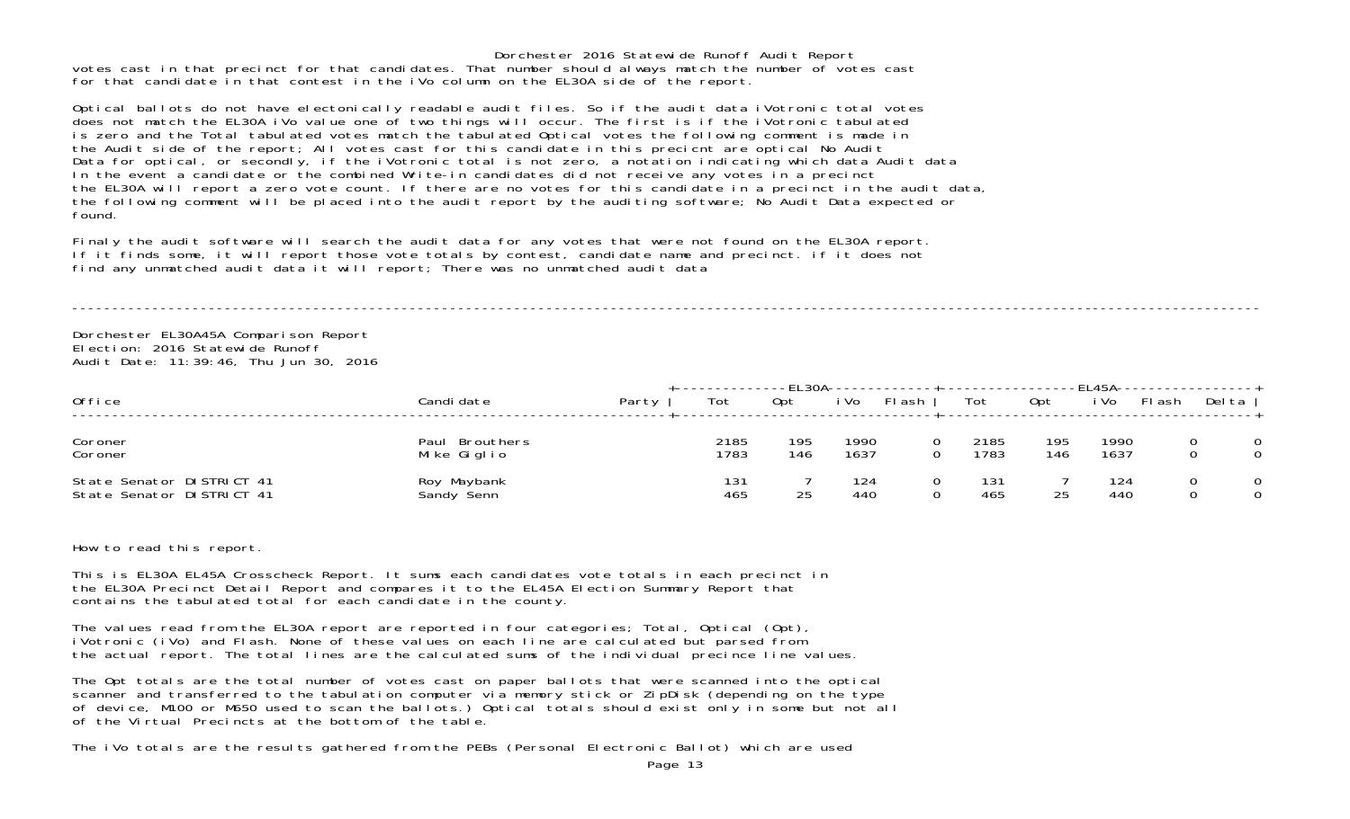votes cast in that precinct for that candidates. That number should always match the number of votes cast for that candidate in that contest in the iVo column on the EL30A side of the report.

Optical ballots do not have electonically readable audit files. So if the audit data iVotronic total votes does not match the EL30A iVo value one of two things will occur. The first is if the iVotronic tabulated is zero and the Total tabulated votes match the tabulated Optical votes the following comment is made in the Audit side of the report; All votes cast for this candidate in this precicnt are optical No Audit Data for optical, or secondly, if the iVotronic total is not zero, a notation indicating which data Audit data In the event a candidate or the combined Write-in candidates did not receive any votes in a precinct the EL30A will report a zero vote count. If there are no votes for this candidate in a precinct in the audit data, the following comment will be placed into the audit report by the auditing software; No Audit Data expected or found.

Finaly the audit software will search the audit data for any votes that were not found on the EL30A report. If it finds some, it will report those vote totals by contest, candidate name and precinct. if it does not find any unmatched audit data it will report; There was no unmatched audit data

---

Dorchester EL30A45A Comparison Report
Election: 2016 Statewide Runoff
Audit Date: 11:39:46, Thu Jun 30, 2016

| Office | Candidate | Party | EL30A Tot | EL30A Opt | EL30A iVo | EL30A Flash | EL45A Tot | EL45A Opt | EL45A iVo | EL45A Flash | Delta |
|---|---|---|---|---|---|---|---|---|---|---|---|
| Coroner | Paul Brouthers | | 2185 | 195 | 1990 | 0 | 2185 | 195 | 1990 | 0 | 0 |
| Coroner | Mike Giglio | | 1783 | 146 | 1637 | 0 | 1783 | 146 | 1637 | 0 | 0 |
| State Senator DISTRICT 41 | Roy Maybank | | 131 | 7 | 124 | 0 | 131 | 7 | 124 | 0 | 0 |
| State Senator DISTRICT 41 | Sandy Senn | | 465 | 25 | 440 | 0 | 465 | 25 | 440 | 0 | 0 |

How to read this report.

This is EL30A EL45A Crosscheck Report. It sums each candidates vote totals in each precinct in the EL30A Precinct Detail Report and compares it to the EL45A Election Summary Report that contains the tabulated total for each candidate in the county.

The values read from the EL30A report are reported in four categories; Total, Optical (Opt), iVotronic (iVo) and Flash. None of these values on each line are calculated but parsed from the actual report. The total lines are the calculated sums of the individual precince line values.

The Opt totals are the total number of votes cast on paper ballots that were scanned into the optical scanner and transferred to the tabulation computer via memory stick or ZipDisk (depending on the type of device, M100 or M650 used to scan the ballots.) Optical totals should exist only in some but not all of the Virtual Precincts at the bottom of the table.

The iVo totals are the results gathered from the PEBs (Personal Electronic Ballot) which are used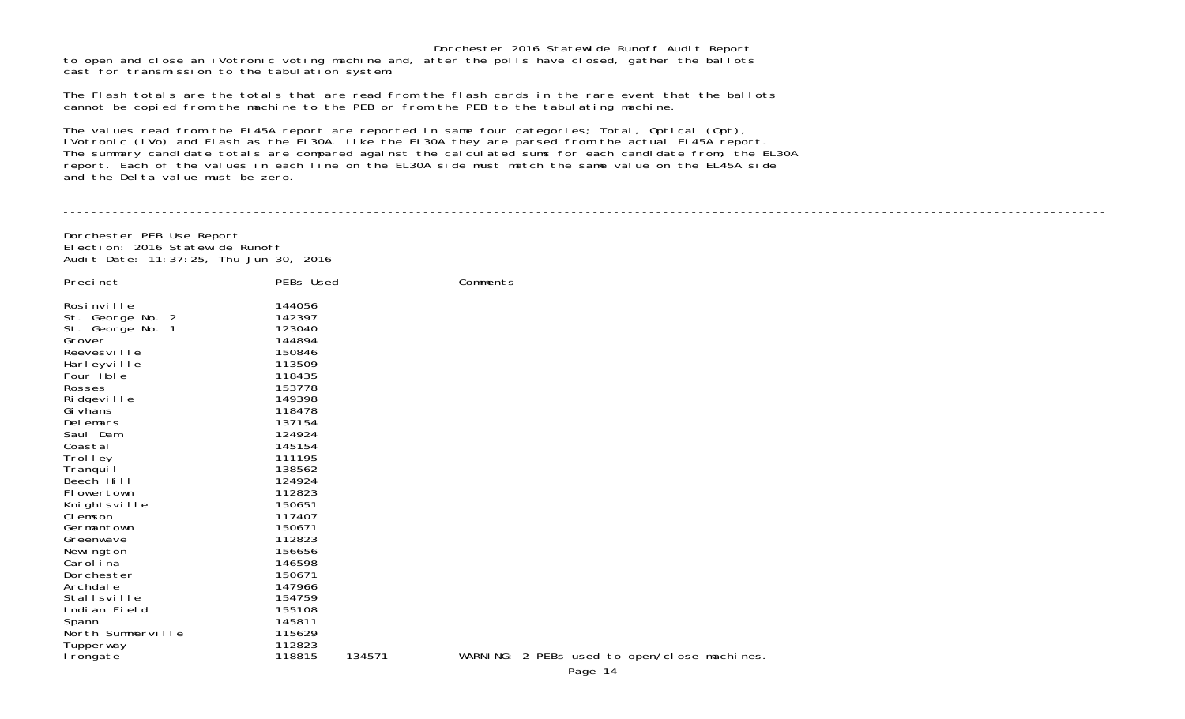to open and close an iVotronic voting machine and, after the polls have closed, gather the ballots cast for transmission to the tabulation system.

The Flash totals are the totals that are read from the flash cards in the rare event that the ballots cannot be copied from the machine to the PEB or from the PEB to the tabulating machine.

The values read from the EL45A report are reported in same four categories; Total, Optical (Opt), iVotronic (iVo) and Flash as the EL30A. Like the EL30A they are parsed from the actual EL45A report. The summary candidate totals are compared against the calculated sums for each candidate from, the EL30A report. Each of the values in each line on the EL30A side must match the same value on the EL45A side and the Delta value must be zero.

---

Dorchester PEB Use Report
Election: 2016 Statewide Runoff
Audit Date: 11:37:25, Thu Jun 30, 2016

| Precinct | PEBs Used | | Comments |
|---|---|---|---|
| Rosinville | 144056 | | |
| St. George No. 2 | 142397 | | |
| St. George No. 1 | 123040 | | |
| Grover | 144894 | | |
| Reevesville | 150846 | | |
| Harleyville | 113509 | | |
| Four Hole | 118435 | | |
| Rosses | 153778 | | |
| Ridgeville | 149398 | | |
| Givhans | 118478 | | |
| Delemars | 137154 | | |
| Saul Dam | 124924 | | |
| Coastal | 145154 | | |
| Trolley | 111195 | | |
| Tranquil | 138562 | | |
| Beech Hill | 124924 | | |
| Flowertown | 112823 | | |
| Knightsville | 150651 | | |
| Clemson | 117407 | | |
| Germantown | 150671 | | |
| Greenwave | 112823 | | |
| Newington | 156656 | | |
| Carolina | 146598 | | |
| Dorchester | 150671 | | |
| Archdale | 147966 | | |
| Stallsville | 154759 | | |
| Indian Field | 155108 | | |
| Spann | 145811 | | |
| North Summerville | 115629 | | |
| Tupperway | 112823 | | |
| Irongate | 118815 | 134571 | WARNING: 2 PEBs used to open/close machines. |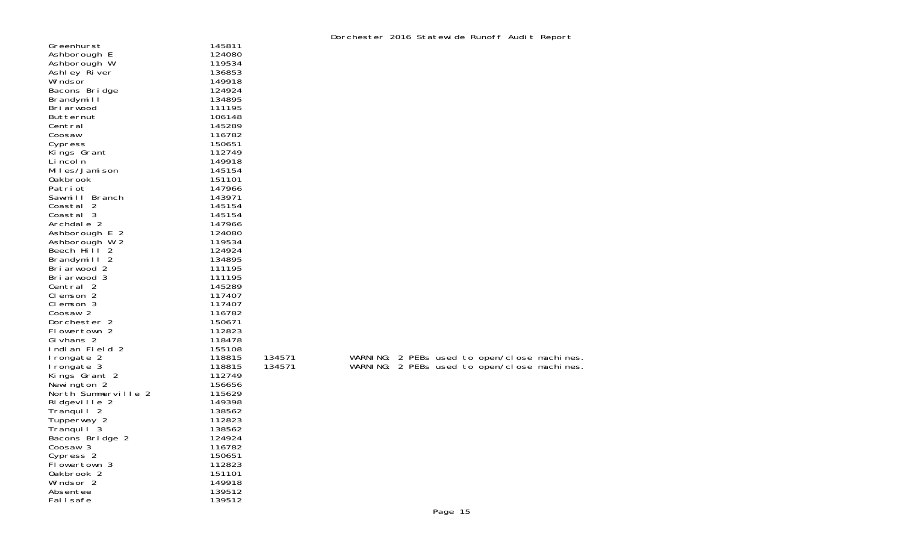Dorchester 2016 Statewide Runoff Audit Report

| | | | |
|---|---|---|---|
| Greenhurst | 145811 | | |
| Ashborough E | 124080 | | |
| Ashborough W | 119534 | | |
| Ashley River | 136853 | | |
| Windsor | 149918 | | |
| Bacons Bridge | 124924 | | |
| Brandymill | 134895 | | |
| Briarwood | 111195 | | |
| Butternut | 106148 | | |
| Central | 145289 | | |
| Coosaw | 116782 | | |
| Cypress | 150651 | | |
| Kings Grant | 112749 | | |
| Lincoln | 149918 | | |
| Miles/Jamison | 145154 | | |
| Oakbrook | 151101 | | |
| Patriot | 147966 | | |
| Sawmill Branch | 143971 | | |
| Coastal 2 | 145154 | | |
| Coastal 3 | 145154 | | |
| Archdale 2 | 147966 | | |
| Ashborough E 2 | 124080 | | |
| Ashborough W 2 | 119534 | | |
| Beech Hill 2 | 124924 | | |
| Brandymill 2 | 134895 | | |
| Briarwood 2 | 111195 | | |
| Briarwood 3 | 111195 | | |
| Central 2 | 145289 | | |
| Clemson 2 | 117407 | | |
| Clemson 3 | 117407 | | |
| Coosaw 2 | 116782 | | |
| Dorchester 2 | 150671 | | |
| Flowertown 2 | 112823 | | |
| Givhans 2 | 118478 | | |
| Indian Field 2 | 155108 | | |
| Irongate 2 | 118815 | 134571 | WARNING: 2 PEBs used to open/close machines. |
| Irongate 3 | 118815 | 134571 | WARNING: 2 PEBs used to open/close machines. |
| Kings Grant 2 | 112749 | | |
| Newington 2 | 156656 | | |
| North Summerville 2 | 115629 | | |
| Ridgeville 2 | 149398 | | |
| Tranquil 2 | 138562 | | |
| Tupperway 2 | 112823 | | |
| Tranquil 3 | 138562 | | |
| Bacons Bridge 2 | 124924 | | |
| Coosaw 3 | 116782 | | |
| Cypress 2 | 150651 | | |
| Flowertown 3 | 112823 | | |
| Oakbrook 2 | 151101 | | |
| Windsor 2 | 149918 | | |
| Absentee | 139512 | | |
| Failsafe | 139512 | | |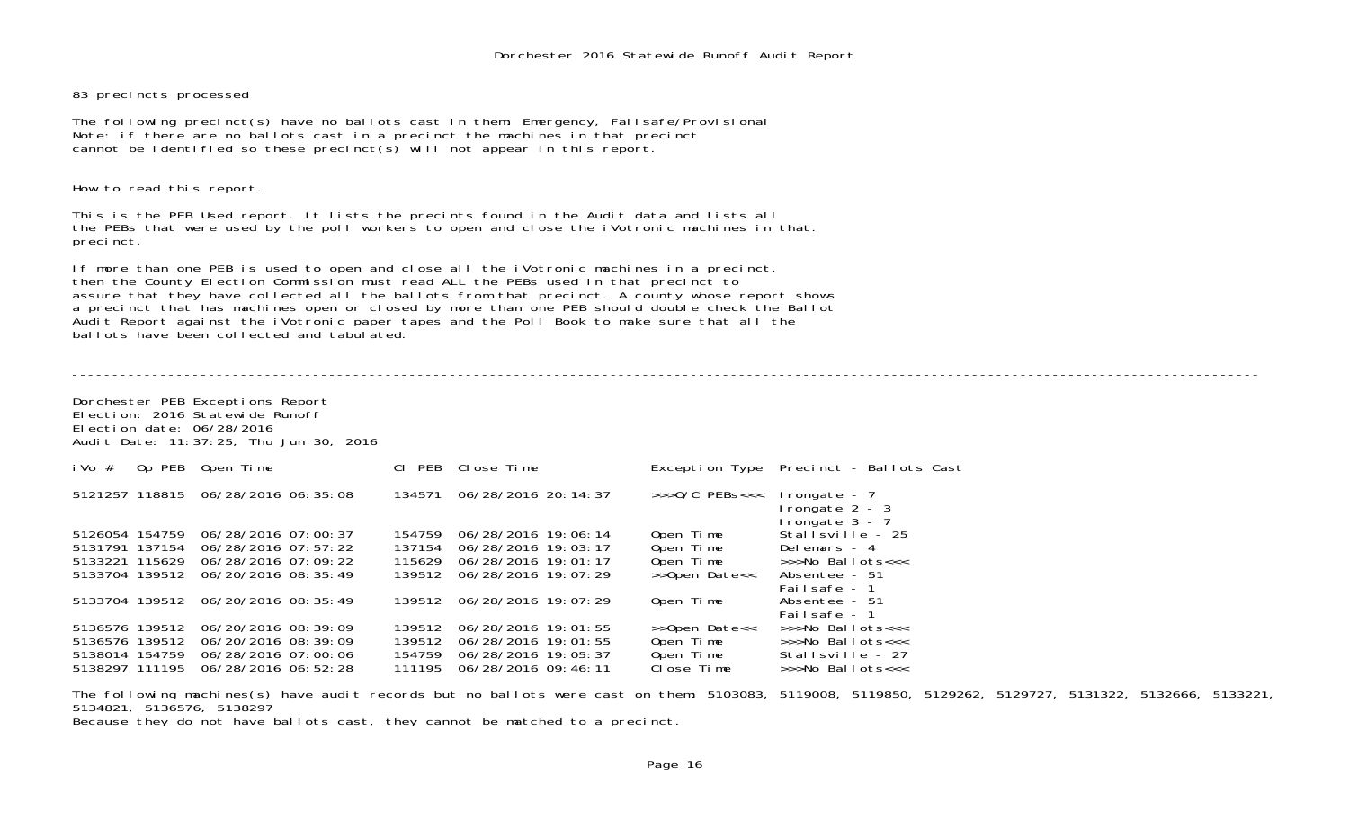Dorchester 2016 Statewide Runoff Audit Report

83 precincts processed

The following precinct(s) have no ballots cast in them: Emergency, Failsafe/Provisional
Note: if there are no ballots cast in a precinct the machines in that precinct
cannot be identified so these precinct(s) will not appear in this report.

How to read this report.

This is the PEB Used report. It lists the precints found in the Audit data and lists all
the PEBs that were used by the poll workers to open and close the iVotronic machines in that.
precinct.

If more than one PEB is used to open and close all the iVotronic machines in a precinct,
then the County Election Commission must read ALL the PEBs used in that precinct to
assure that they have collected all the ballots from that precinct. A county whose report shows
a precinct that has machines open or closed by more than one PEB should double check the Ballot
Audit Report against the iVotronic paper tapes and the Poll Book to make sure that all the
ballots have been collected and tabulated.

---

Dorchester PEB Exceptions Report
Election: 2016 Statewide Runoff
Election date: 06/28/2016
Audit Date: 11:37:25, Thu Jun 30, 2016

| iVo # | Op PEB | Open Time | Cl PEB | Close Time | Exception Type | Precinct - Ballots Cast |
|---|---|---|---|---|---|---|
| 5121257 | 118815 | 06/28/2016 06:35:08 | 134571 | 06/28/2016 20:14:37 | >>>O/C PEBs<<< | Irongate - 7<br>Irongate 2 - 3<br>Irongate 3 - 7 |
| 5126054 | 154759 | 06/28/2016 07:00:37 | 154759 | 06/28/2016 19:06:14 | Open Time | Stallsville - 25 |
| 5131791 | 137154 | 06/28/2016 07:57:22 | 137154 | 06/28/2016 19:03:17 | Open Time | Delemars - 4 |
| 5133221 | 115629 | 06/28/2016 07:09:22 | 115629 | 06/28/2016 19:01:17 | Open Time | >>>No Ballots<<< |
| 5133704 | 139512 | 06/20/2016 08:35:49 | 139512 | 06/28/2016 19:07:29 | >>Open Date<< | Absentee - 51<br>Failsafe - 1 |
| 5133704 | 139512 | 06/20/2016 08:35:49 | 139512 | 06/28/2016 19:07:29 | Open Time | Absentee - 51<br>Failsafe - 1 |
| 5136576 | 139512 | 06/20/2016 08:39:09 | 139512 | 06/28/2016 19:01:55 | >>Open Date<< | >>>No Ballots<<< |
| 5136576 | 139512 | 06/20/2016 08:39:09 | 139512 | 06/28/2016 19:01:55 | Open Time | >>>No Ballots<<< |
| 5138014 | 154759 | 06/28/2016 07:00:06 | 154759 | 06/28/2016 19:05:37 | Open Time | Stallsville - 27 |
| 5138297 | 111195 | 06/28/2016 06:52:28 | 111195 | 06/28/2016 09:46:11 | Close Time | >>>No Ballots<<< |

The following machines(s) have audit records but no ballots were cast on them: 5103083, 5119008, 5119850, 5129262, 5129727, 5131322, 5132666, 5133221, 5134821, 5136576, 5138297
Because they do not have ballots cast, they cannot be matched to a precinct.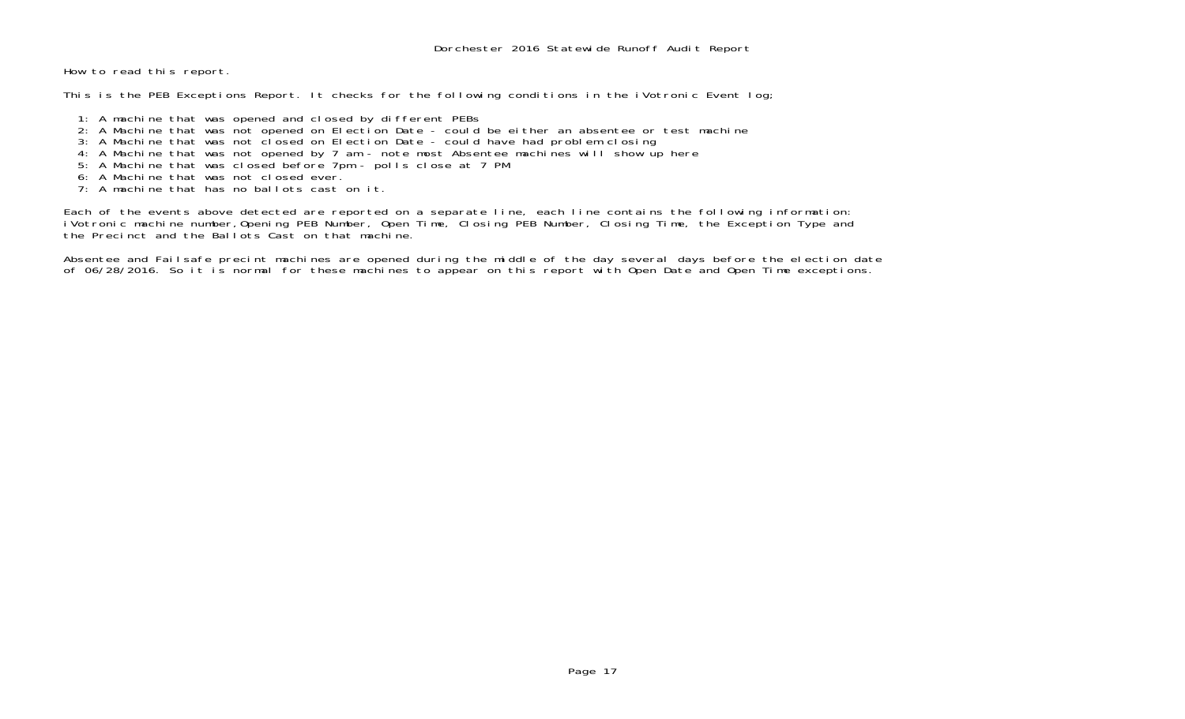# Dorchester 2016 Statewide Runoff Audit Report

How to read this report.

This is the PEB Exceptions Report. It checks for the following conditions in the iVotronic Event log;

1: A machine that was opened and closed by different PEBs
2: A Machine that was not opened on Election Date - could be either an absentee or test machine
3: A Machine that was not closed on Election Date - could have had problem closing
4: A Machine that was not opened by 7 am - note most Absentee machines will show up here
5: A Machine that was closed before 7pm - polls close at 7 PM
6: A Machine that was not closed ever.
7: A machine that has no ballots cast on it.

Each of the events above detected are reported on a separate line, each line contains the following information:
iVotronic machine number,Opening PEB Number, Open Time, Closing PEB Number, Closing Time, the Exception Type and the Precinct and the Ballots Cast on that machine.

Absentee and Failsafe precint machines are opened during the middle of the day several days before the election date of 06/28/2016. So it is normal for these machines to appear on this report with Open Date and Open Time exceptions.